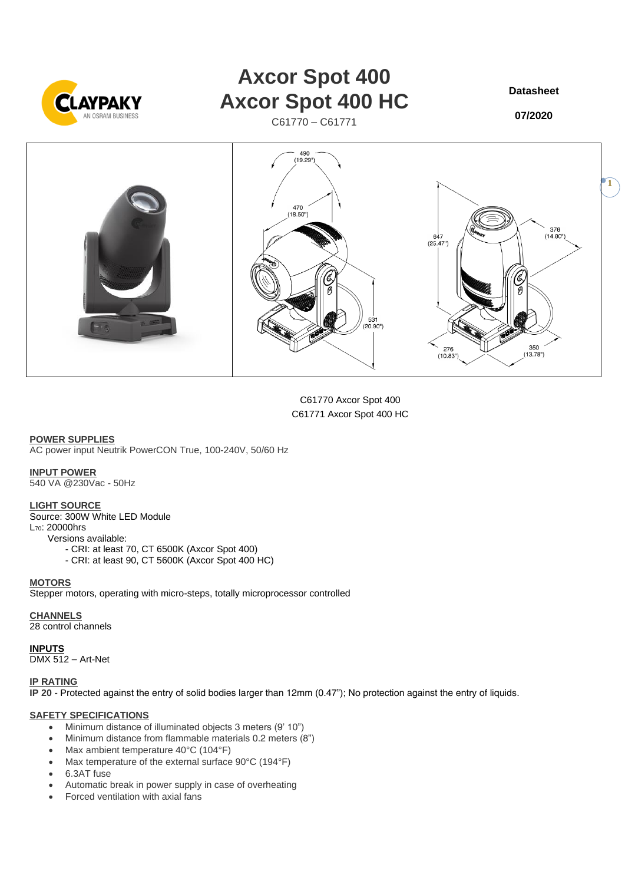# Axcor Spot 400
# Axcor Spot 400 HC

C61770 – C61771

**Datasheet**

**07/2020**

C61770 Axcor Spot 400
C61771 Axcor Spot 400 HC

**POWER SUPPLIES**
AC power input Neutrik PowerCON True, 100-240V, 50/60 Hz

**INPUT POWER**
540 VA @230Vac - 50Hz

**LIGHT SOURCE**
Source: 300W White LED Module
$L_{70}$: 20000hrs
Versions available:
- CRI: at least 70, CT 6500K (Axcor Spot 400)
- CRI: at least 90, CT 5600K (Axcor Spot 400 HC)

**MOTORS**
Stepper motors, operating with micro-steps, totally microprocessor controlled

**CHANNELS**
28 control channels

**INPUTS**
DMX 512 – Art-Net

**IP RATING**
**IP 20 -** Protected against the entry of solid bodies larger than 12mm (0.47"); No protection against the entry of liquids.

**SAFETY SPECIFICATIONS**
- Minimum distance of illuminated objects 3 meters (9' 10")
- Minimum distance from flammable materials 0.2 meters (8")
- Max ambient temperature 40°C (104°F)
- Max temperature of the external surface 90°C (194°F)
- 6.3AT fuse
- Automatic break in power supply in case of overheating
- Forced ventilation with axial fans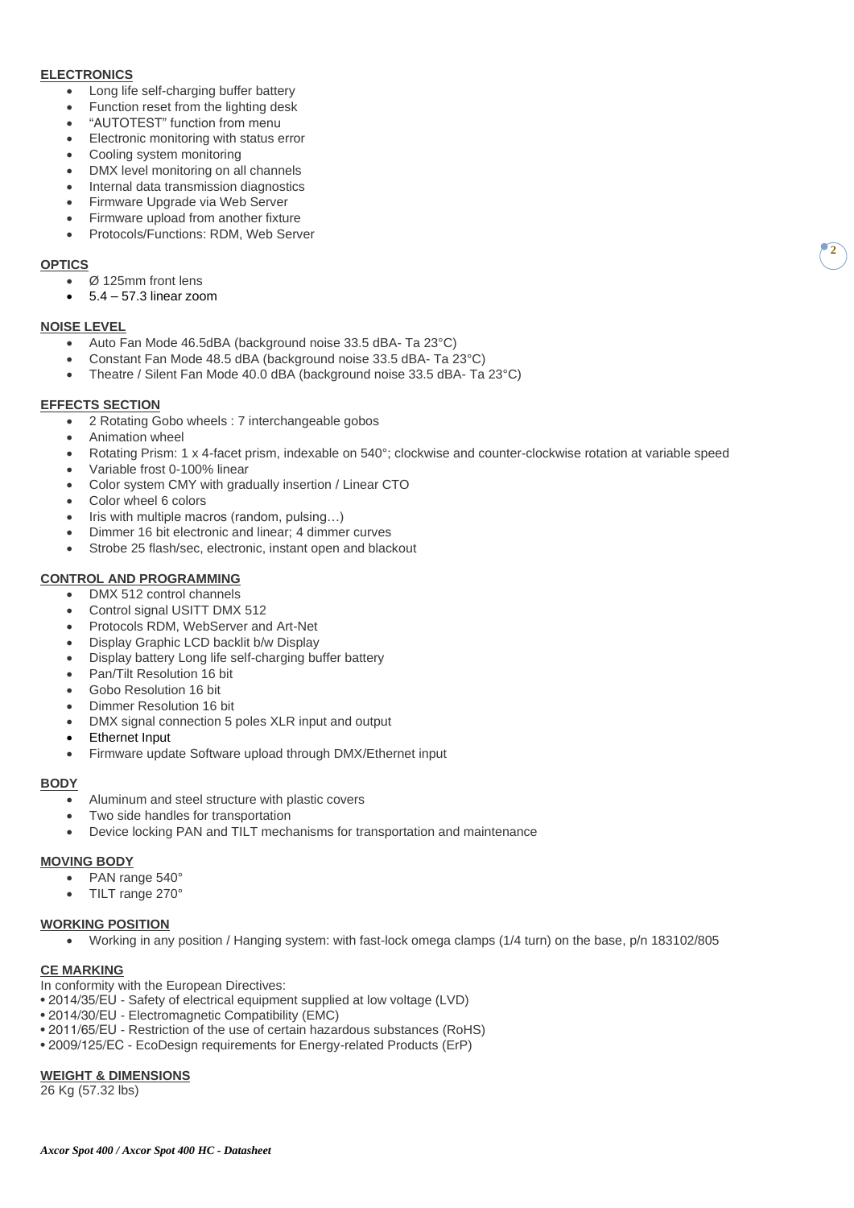## ELECTRONICS

- Long life self-charging buffer battery
- Function reset from the lighting desk
- "AUTOTEST" function from menu
- Electronic monitoring with status error
- Cooling system monitoring
- DMX level monitoring on all channels
- Internal data transmission diagnostics
- Firmware Upgrade via Web Server
- Firmware upload from another fixture
- Protocols/Functions: RDM, Web Server

## OPTICS

- Ø 125mm front lens
- 5.4 – 57.3 linear zoom

## NOISE LEVEL

- Auto Fan Mode 46.5dBA (background noise 33.5 dBA- Ta 23°C)
- Constant Fan Mode 48.5 dBA (background noise 33.5 dBA- Ta 23°C)
- Theatre / Silent Fan Mode 40.0 dBA (background noise 33.5 dBA- Ta 23°C)

## EFFECTS SECTION

- 2 Rotating Gobo wheels : 7 interchangeable gobos
- Animation wheel
- Rotating Prism: 1 x 4-facet prism, indexable on 540°; clockwise and counter-clockwise rotation at variable speed
- Variable frost 0-100% linear
- Color system CMY with gradually insertion / Linear CTO
- Color wheel 6 colors
- Iris with multiple macros (random, pulsing…)
- Dimmer 16 bit electronic and linear; 4 dimmer curves
- Strobe 25 flash/sec, electronic, instant open and blackout

## CONTROL AND PROGRAMMING

- DMX 512 control channels
- Control signal USITT DMX 512
- Protocols RDM, WebServer and Art-Net
- Display Graphic LCD backlit b/w Display
- Display battery Long life self-charging buffer battery
- Pan/Tilt Resolution 16 bit
- Gobo Resolution 16 bit
- Dimmer Resolution 16 bit
- DMX signal connection 5 poles XLR input and output
- Ethernet Input
- Firmware update Software upload through DMX/Ethernet input

## BODY

- Aluminum and steel structure with plastic covers
- Two side handles for transportation
- Device locking PAN and TILT mechanisms for transportation and maintenance

## MOVING BODY

- PAN range 540°
- TILT range 270°

## WORKING POSITION

- Working in any position / Hanging system: with fast-lock omega clamps (1/4 turn) on the base, p/n 183102/805

## CE MARKING

In conformity with the European Directives:

- 2014/35/EU - Safety of electrical equipment supplied at low voltage (LVD)
- 2014/30/EU - Electromagnetic Compatibility (EMC)
- 2011/65/EU - Restriction of the use of certain hazardous substances (RoHS)
- 2009/125/EC - EcoDesign requirements for Energy-related Products (ErP)

## WEIGHT & DIMENSIONS

26 Kg (57.32 lbs)